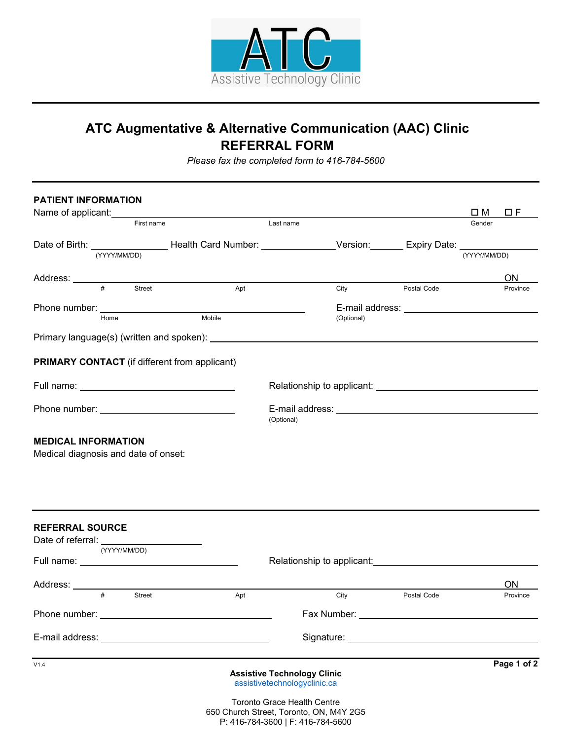ATC
Assistive Technology Clinic

# ATC Augmentative & Alternative Communication (AAC) Clinic
# REFERRAL FORM

*Please fax the completed form to 416-784-5600*

## PATIENT INFORMATION

Name of applicant: ______________________________ ______________________________ ☐ M ☐ F
First name Last name Gender

Date of Birth: ______________ Health Card Number: ______________ Version: ______ Expiry Date: ______________
(YYYY/MM/DD) (YYYY/MM/DD)

Address: ______________________________________________________________________ ON
\# Street Apt City Postal Code Province

Phone number: ______________________________ E-mail address: ______________________________
Home Mobile (Optional)

Primary language(s) (written and spoken): ______________________________

## PRIMARY CONTACT (if different from applicant)

Full name: ______________________________ Relationship to applicant: ______________________________

Phone number: ______________________________ E-mail address: ______________________________
(Optional)

## MEDICAL INFORMATION

Medical diagnosis and date of onset:

## REFERRAL SOURCE

Date of referral: ______________
(YYYY/MM/DD)

Full name: ______________________________ Relationship to applicant: ______________________________

Address: ______________________________________________________________________ ON
\# Street Apt City Postal Code Province

Phone number: ______________________________ Fax Number: ______________________________

E-mail address: ______________________________ Signature: ______________________________

V1.4

**Assistive Technology Clinic**
assistivetechnologyclinic.ca

Toronto Grace Health Centre
650 Church Street, Toronto, ON, M4Y 2G5
P: 416-784-3600 | F: 416-784-5600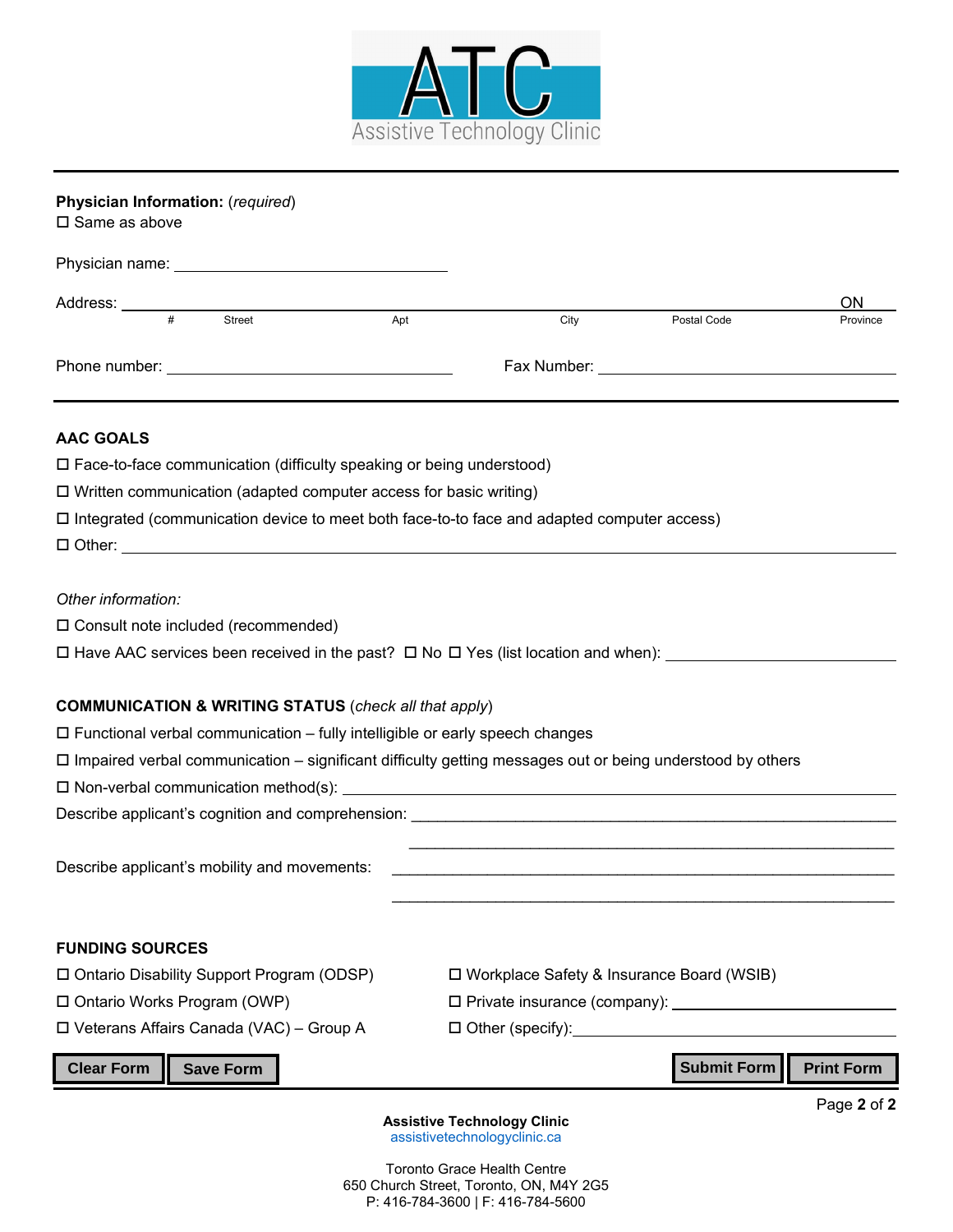ATC
Assistive Technology Clinic

**Physician Information:** (*required*)

☐ Same as above

Physician name: ______________________________

Address: ______________________________________________ ON

\# Street Apt City Postal Code Province

Phone number: ______________________________ Fax Number: ______________________________

## AAC GOALS

☐ Face-to-face communication (difficulty speaking or being understood)

☐ Written communication (adapted computer access for basic writing)

☐ Integrated (communication device to meet both face-to-to face and adapted computer access)

☐ Other: ______________________________

*Other information:*

☐ Consult note included (recommended)

☐ Have AAC services been received in the past? ☐ No ☐ Yes (list location and when): ______________________________

## COMMUNICATION & WRITING STATUS (*check all that apply*)

☐ Functional verbal communication – fully intelligible or early speech changes

☐ Impaired verbal communication – significant difficulty getting messages out or being understood by others

☐ Non-verbal communication method(s): ______________________________

Describe applicant's cognition and comprehension: ______________________________

______________________________

Describe applicant's mobility and movements: ______________________________

______________________________

## FUNDING SOURCES

☐ Ontario Disability Support Program (ODSP)

☐ Ontario Works Program (OWP)

☐ Veterans Affairs Canada (VAC) – Group A

☐ Workplace Safety & Insurance Board (WSIB)

☐ Private insurance (company): ______________________________

☐ Other (specify): ______________________________

Clear Form | Save Form | Submit Form | Print Form

**Assistive Technology Clinic**
assistivetechnologyclinic.ca

Toronto Grace Health Centre
650 Church Street, Toronto, ON, M4Y 2G5
P: 416-784-3600 | F: 416-784-5600